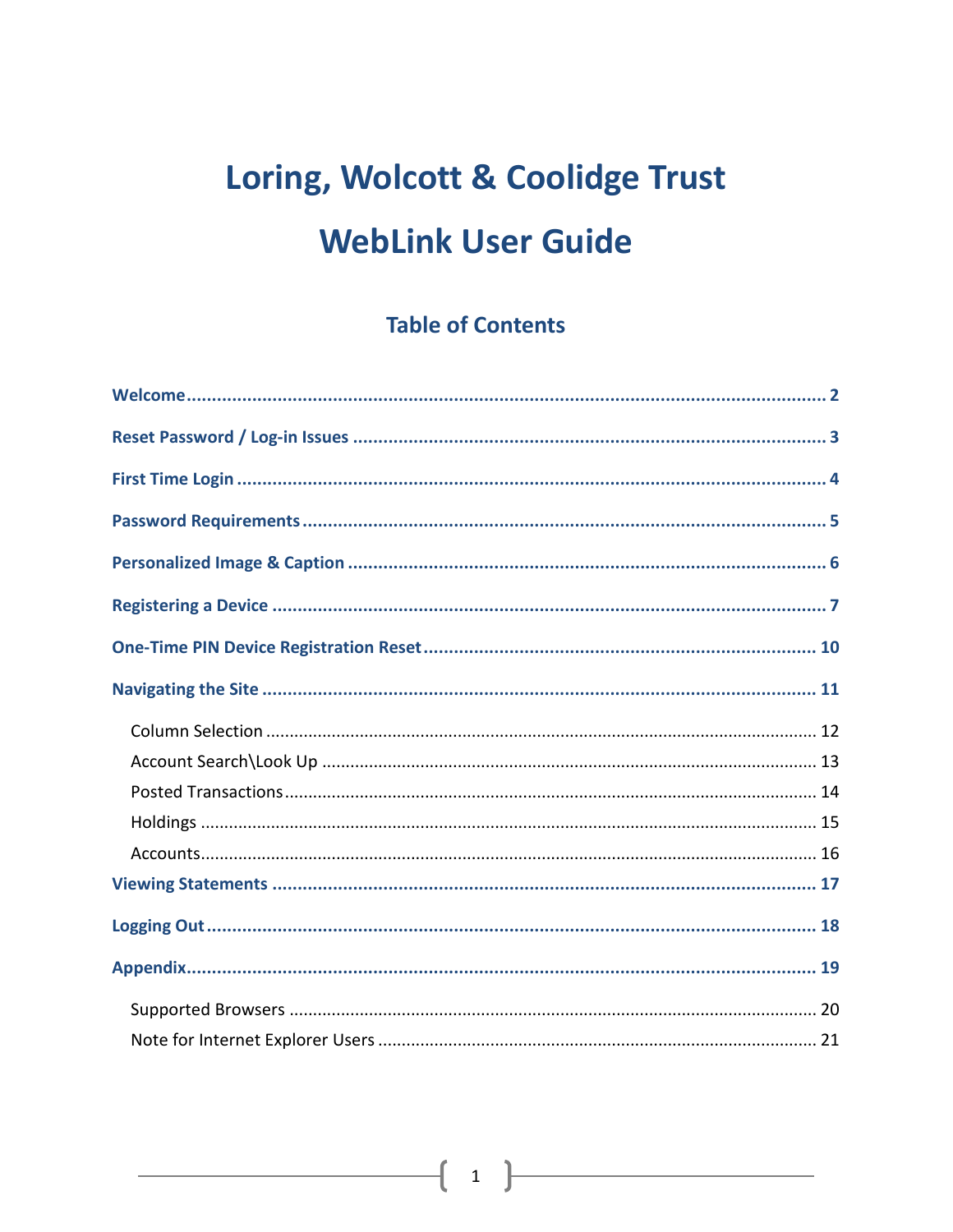# Loring, Wolcott & Coolidge Trust

# WebLink User Guide

## Table of Contents

**Welcome** ........................................................................ 2

**Reset Password / Log-in Issues** ........................................................................ 3

**First Time Login** ........................................................................ 4

**Password Requirements** ........................................................................ 5

**Personalized Image & Caption** ........................................................................ 6

**Registering a Device** ........................................................................ 7

**One-Time PIN Device Registration Reset** ........................................................................ 10

**Navigating the Site** ........................................................................ 11

- Column Selection ........................................................................ 12
- Account Search\Look Up ........................................................................ 13
- Posted Transactions ........................................................................ 14
- Holdings ........................................................................ 15
- Accounts ........................................................................ 16

**Viewing Statements** ........................................................................ 17

**Logging Out** ........................................................................ 18

**Appendix** ........................................................................ 19

- Supported Browsers ........................................................................ 20
- Note for Internet Explorer Users ........................................................................ 21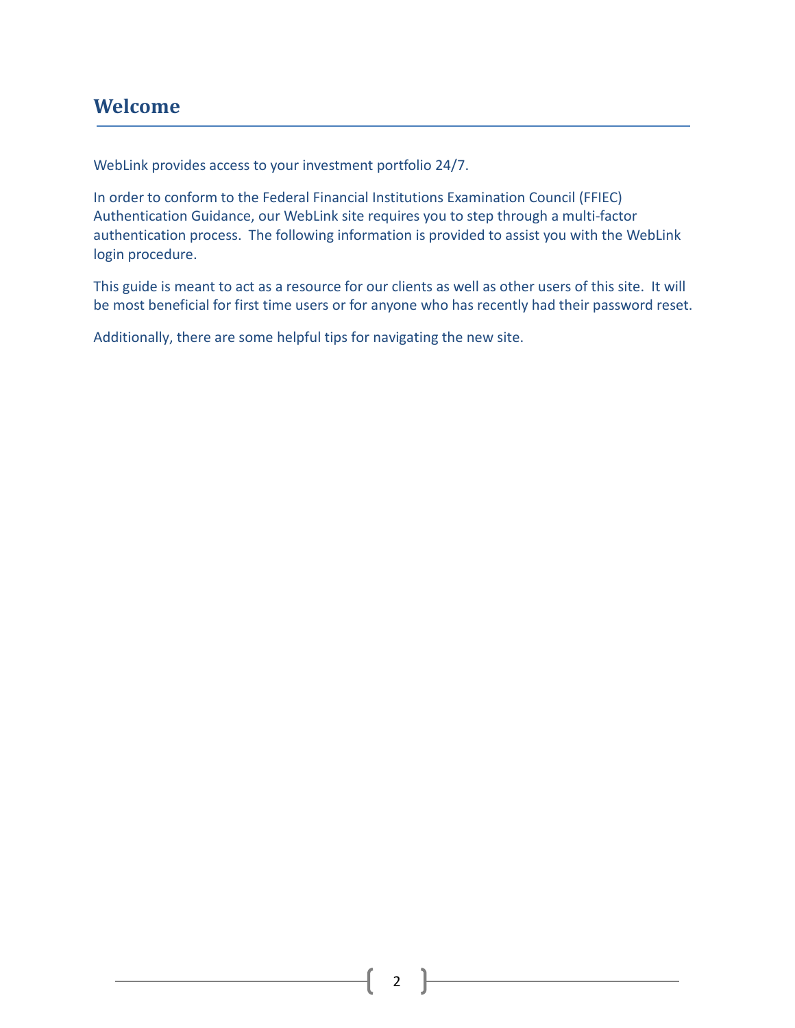## Welcome

WebLink provides access to your investment portfolio 24/7.

In order to conform to the Federal Financial Institutions Examination Council (FFIEC) Authentication Guidance, our WebLink site requires you to step through a multi-factor authentication process. The following information is provided to assist you with the WebLink login procedure.

This guide is meant to act as a resource for our clients as well as other users of this site. It will be most beneficial for first time users or for anyone who has recently had their password reset.

Additionally, there are some helpful tips for navigating the new site.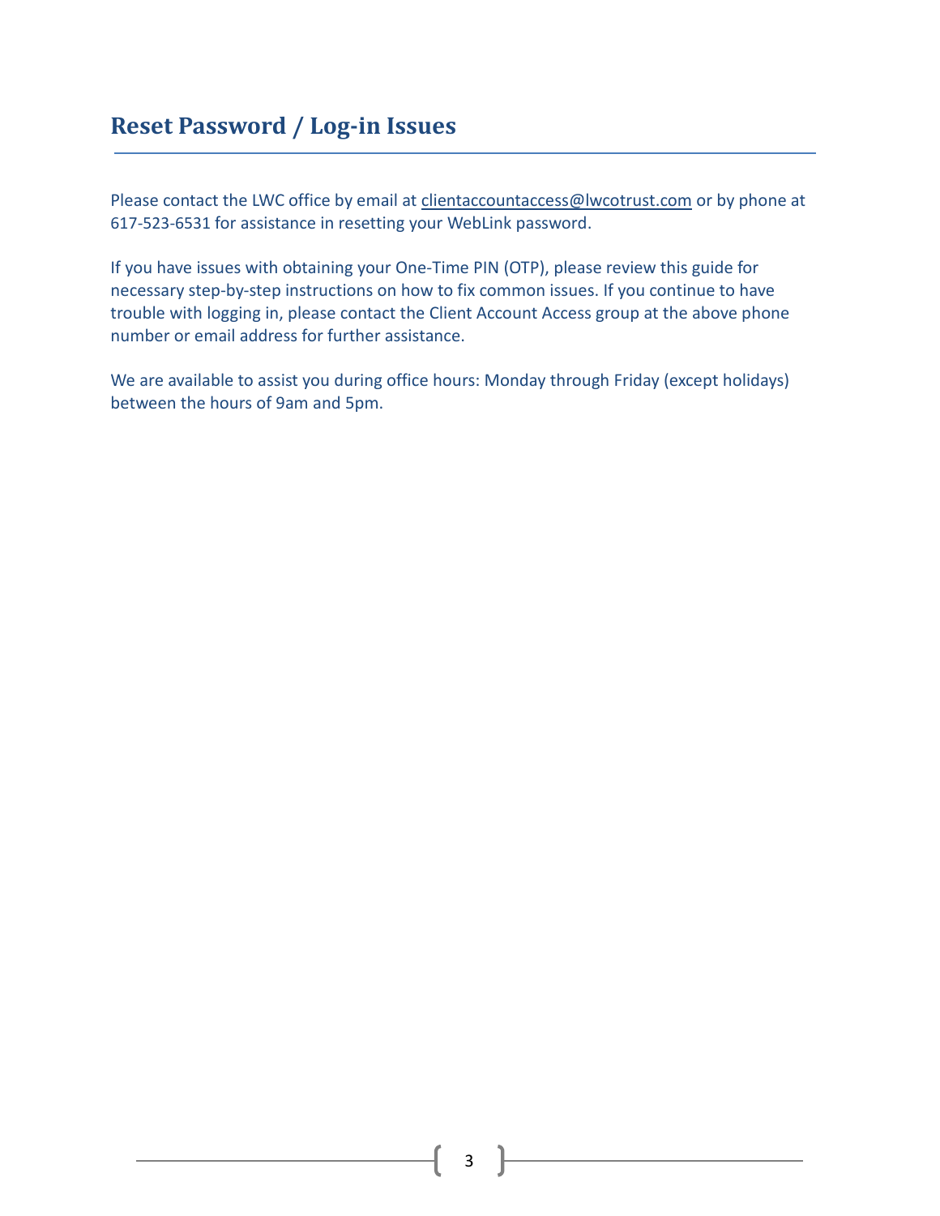## Reset Password / Log-in Issues

Please contact the LWC office by email at clientaccountaccess@lwcotrust.com or by phone at 617-523-6531 for assistance in resetting your WebLink password.

If you have issues with obtaining your One-Time PIN (OTP), please review this guide for necessary step-by-step instructions on how to fix common issues. If you continue to have trouble with logging in, please contact the Client Account Access group at the above phone number or email address for further assistance.

We are available to assist you during office hours: Monday through Friday (except holidays) between the hours of 9am and 5pm.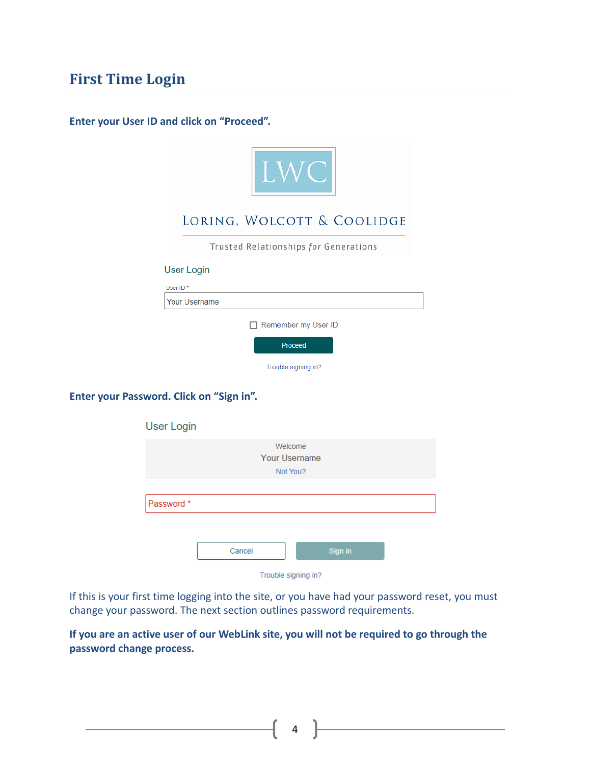# First Time Login

**Enter your User ID and click on "Proceed".**

LWC

LORING, WOLCOTT & COOLIDGE

Trusted Relationships *for* Generations

User Login

User ID *

Your Username

Remember my User ID

Proceed

Trouble signing in?

**Enter your Password. Click on "Sign in".**

User Login

Welcome

Your Username

Not You?

Password *

Cancel

Sign in

Trouble signing in?

If this is your first time logging into the site, or you have had your password reset, you must change your password. The next section outlines password requirements.

**If you are an active user of our WebLink site, you will not be required to go through the password change process.**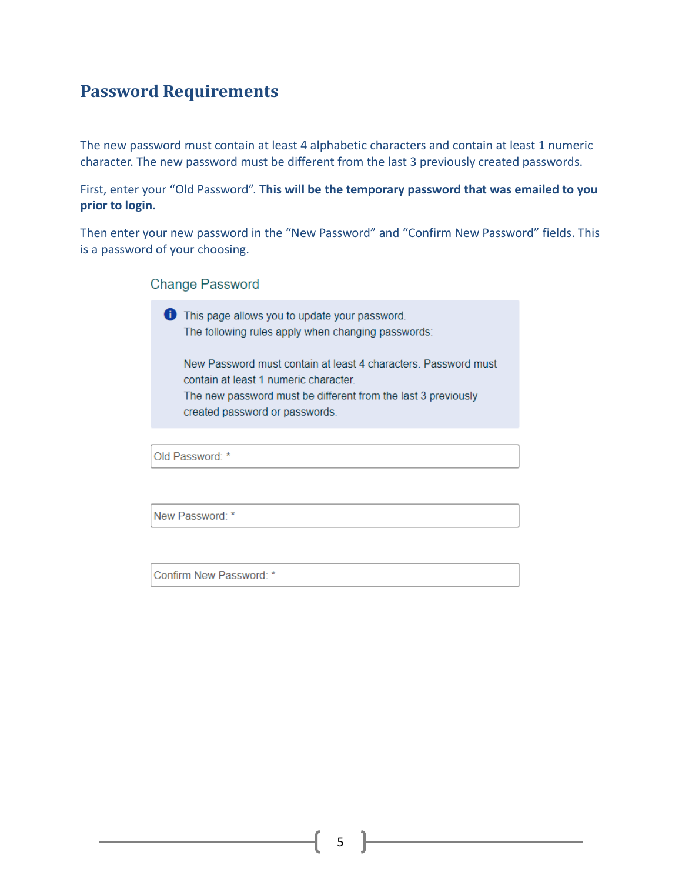## Password Requirements

The new password must contain at least 4 alphabetic characters and contain at least 1 numeric character. The new password must be different from the last 3 previously created passwords.

First, enter your "Old Password". **This will be the temporary password that was emailed to you prior to login.**

Then enter your new password in the "New Password" and "Confirm New Password" fields. This is a password of your choosing.

### Change Password

This page allows you to update your password.
The following rules apply when changing passwords:

New Password must contain at least 4 characters. Password must contain at least 1 numeric character.
The new password must be different from the last 3 previously created password or passwords.

Old Password: *

New Password: *

Confirm New Password: *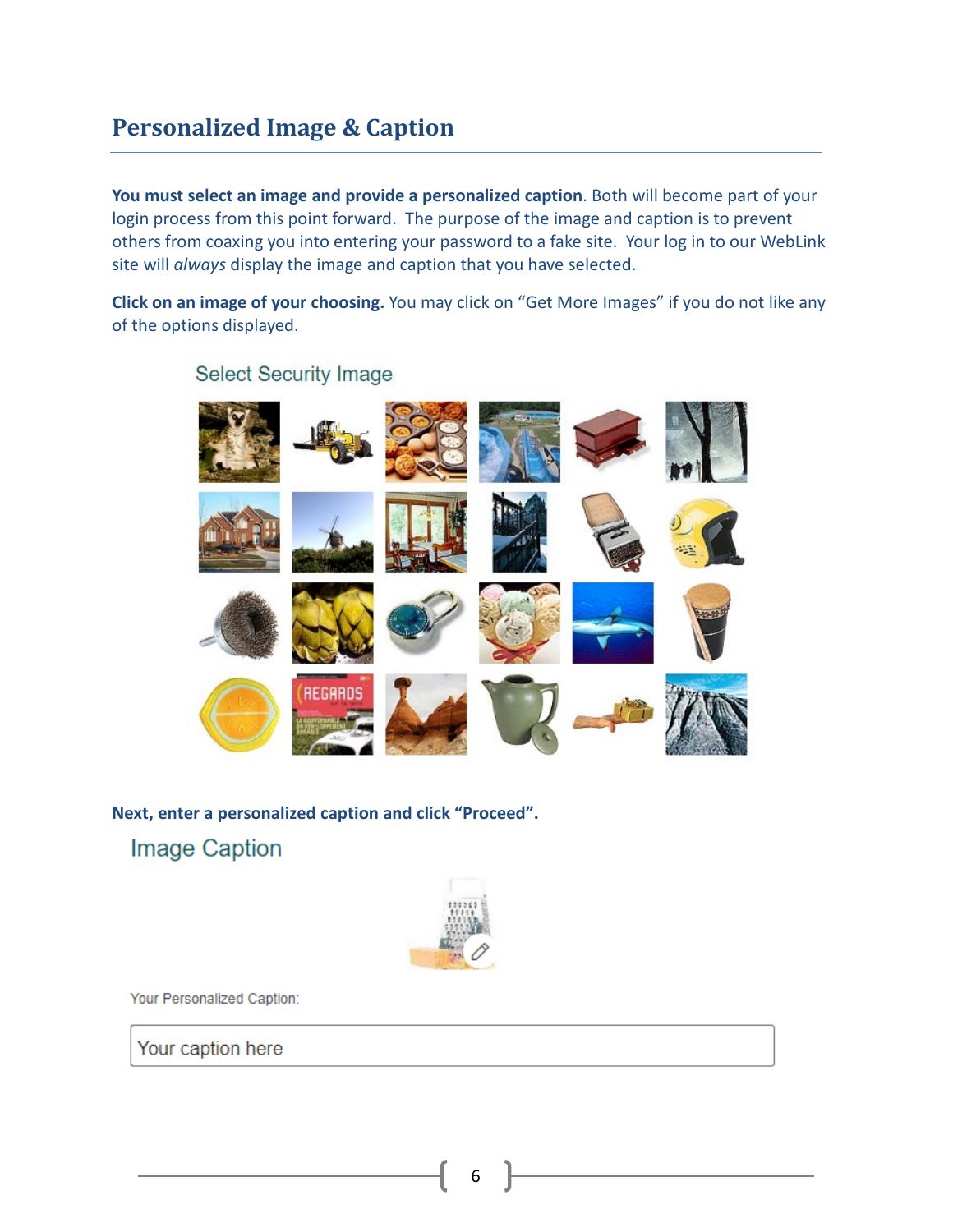## Personalized Image & Caption

**You must select an image and provide a personalized caption**. Both will become part of your login process from this point forward. The purpose of the image and caption is to prevent others from coaxing you into entering your password to a fake site. Your log in to our WebLink site will *always* display the image and caption that you have selected.

**Click on an image of your choosing.** You may click on "Get More Images" if you do not like any of the options displayed.

Select Security Image

**Next, enter a personalized caption and click "Proceed".**

Image Caption

Your Personalized Caption:

Your caption here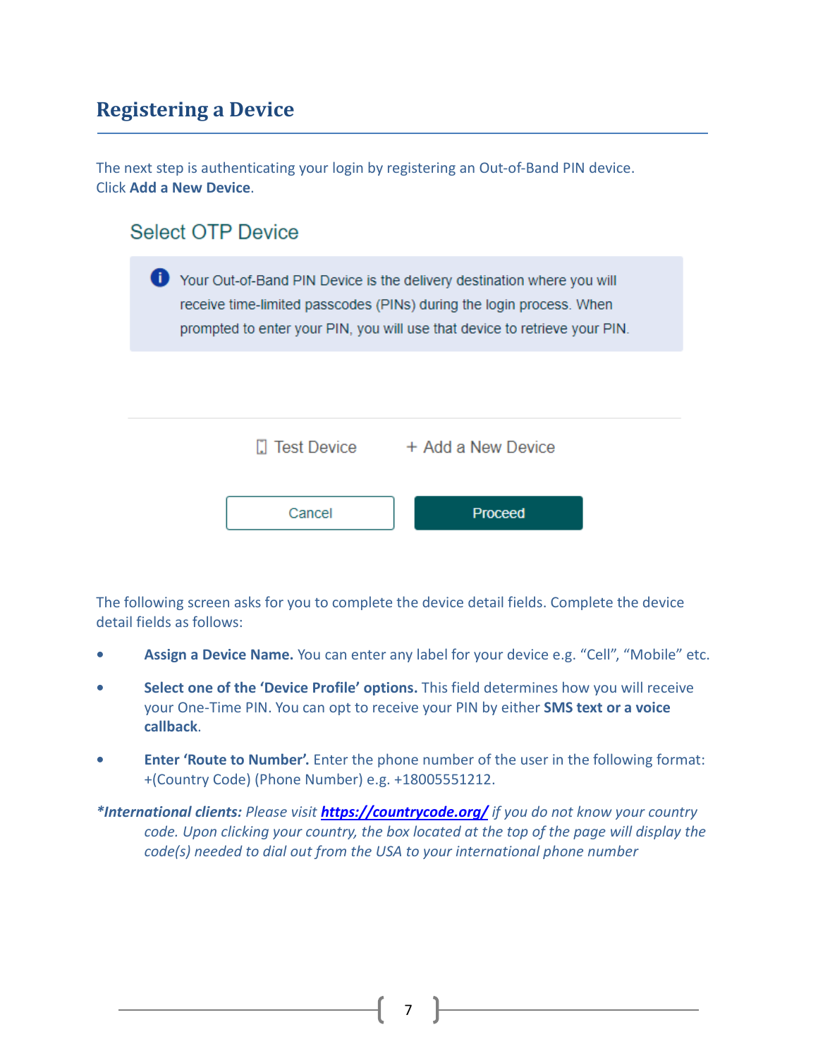## Registering a Device

The next step is authenticating your login by registering an Out-of-Band PIN device. Click **Add a New Device**.

### Select OTP Device

Your Out-of-Band PIN Device is the delivery destination where you will receive time-limited passcodes (PINs) during the login process. When prompted to enter your PIN, you will use that device to retrieve your PIN.

Test Device    + Add a New Device

Cancel    Proceed

The following screen asks for you to complete the device detail fields. Complete the device detail fields as follows:

- **Assign a Device Name.** You can enter any label for your device e.g. “Cell”, “Mobile” etc.
- **Select one of the ‘Device Profile’ options.** This field determines how you will receive your One-Time PIN. You can opt to receive your PIN by either **SMS text or a voice callback**.
- **Enter ‘Route to Number’.** Enter the phone number of the user in the following format: +(Country Code) (Phone Number) e.g. +18005551212.

****International clients:** Please visit **https://countrycode.org/** if you do not know your country code. Upon clicking your country, the box located at the top of the page will display the code(s) needed to dial out from the USA to your international phone number*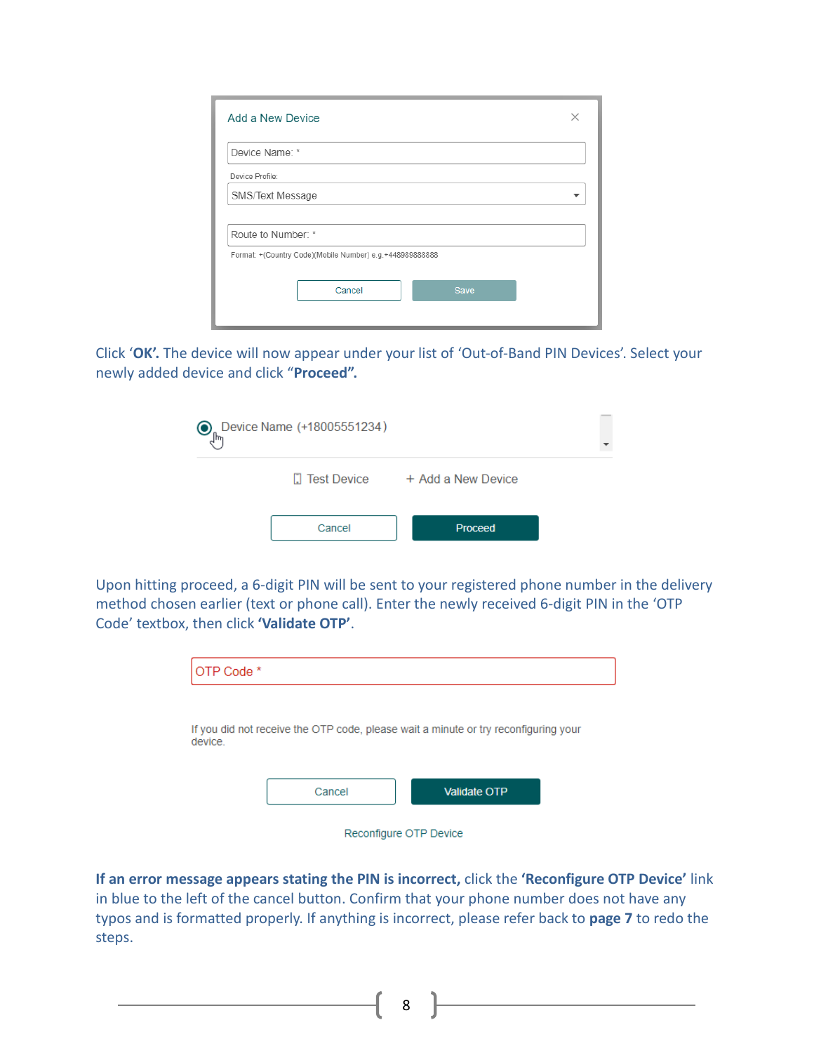Add a New Device

Device Name: *

Device Profile:

SMS/Text Message

Route to Number: *

Format: +(Country Code)(Mobile Number) e.g.+448989888888

Cancel Save

Click **'OK'.** The device will now appear under your list of 'Out-of-Band PIN Devices'. Select your newly added device and click **"Proceed".**

Device Name (+18005551234)

Test Device + Add a New Device

Cancel Proceed

Upon hitting proceed, a 6-digit PIN will be sent to your registered phone number in the delivery method chosen earlier (text or phone call). Enter the newly received 6-digit PIN in the 'OTP Code' textbox, then click **'Validate OTP'**.

OTP Code *

If you did not receive the OTP code, please wait a minute or try reconfiguring your device.

Cancel Validate OTP

Reconfigure OTP Device

**If an error message appears stating the PIN is incorrect,** click the **'Reconfigure OTP Device'** link in blue to the left of the cancel button. Confirm that your phone number does not have any typos and is formatted properly. If anything is incorrect, please refer back to **page 7** to redo the steps.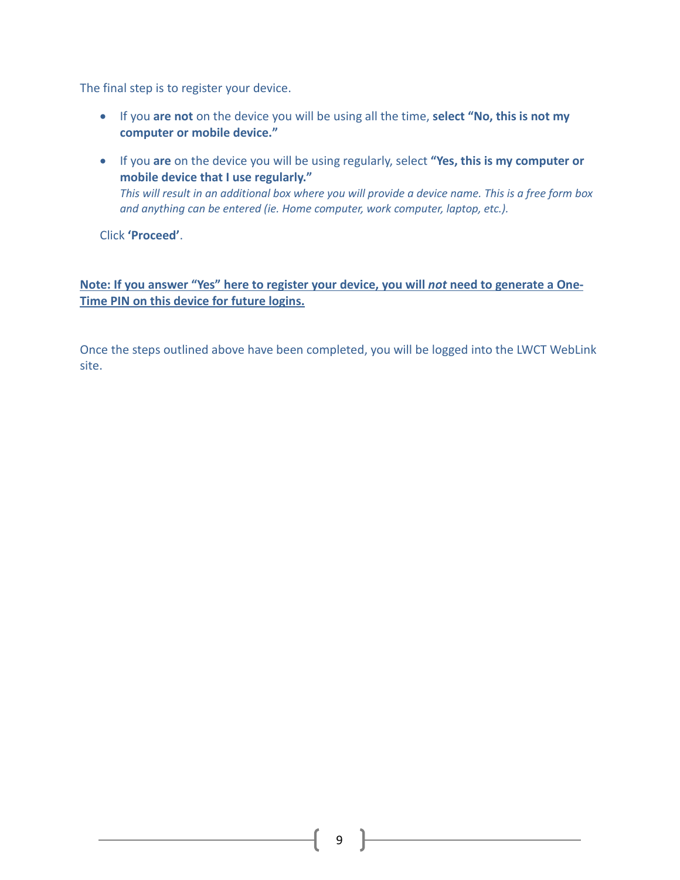The final step is to register your device.

- If you **are not** on the device you will be using all the time, **select "No, this is not my computer or mobile device."**
- If you **are** on the device you will be using regularly, select **"Yes, this is my computer or mobile device that I use regularly."**
  *This will result in an additional box where you will provide a device name. This is a free form box and anything can be entered (ie. Home computer, work computer, laptop, etc.).*

Click **'Proceed'**.

**Note: If you answer "Yes" here to register your device, you will *not* need to generate a One-Time PIN on this device for future logins.**

Once the steps outlined above have been completed, you will be logged into the LWCT WebLink site.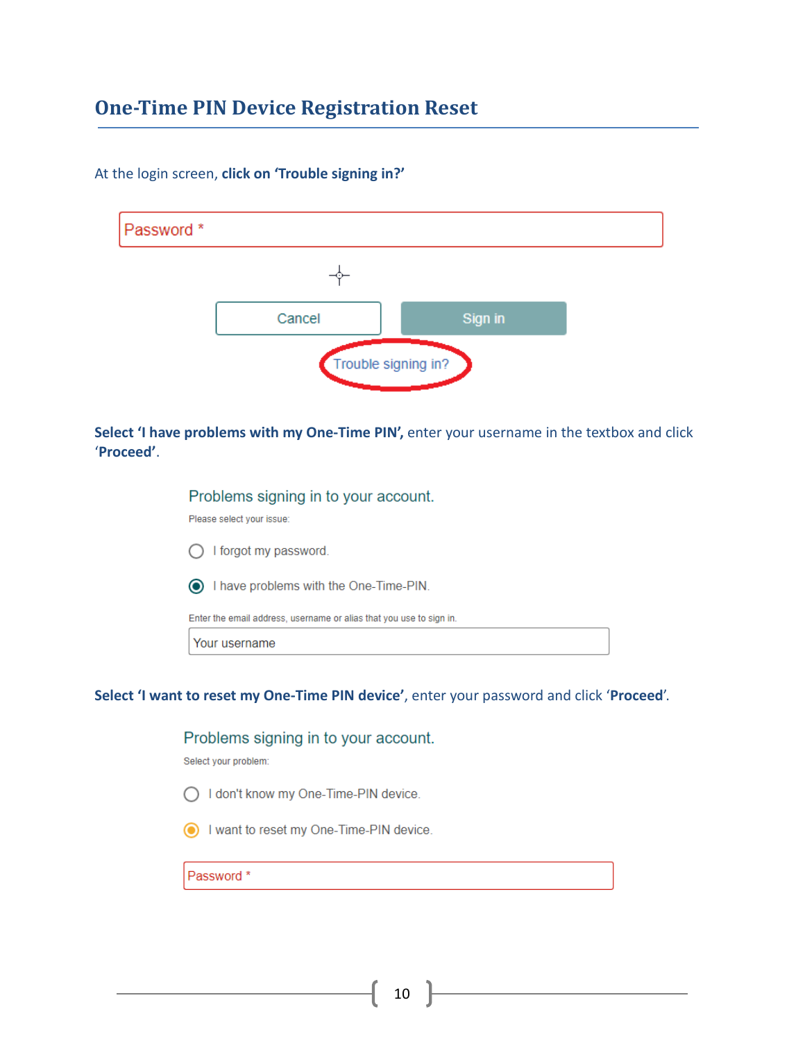## One-Time PIN Device Registration Reset

At the login screen, **click on 'Trouble signing in?'**

Password *

Cancel    Sign in

Trouble signing in?

**Select 'I have problems with my One-Time PIN',** enter your username in the textbox and click '**Proceed**'.

Problems signing in to your account.

Please select your issue:

- I forgot my password.
- I have problems with the One-Time-PIN.

Enter the email address, username or alias that you use to sign in.

Your username

**Select 'I want to reset my One-Time PIN device'**, enter your password and click '**Proceed**'.

Problems signing in to your account.

Select your problem:

- I don't know my One-Time-PIN device.
- I want to reset my One-Time-PIN device.

Password *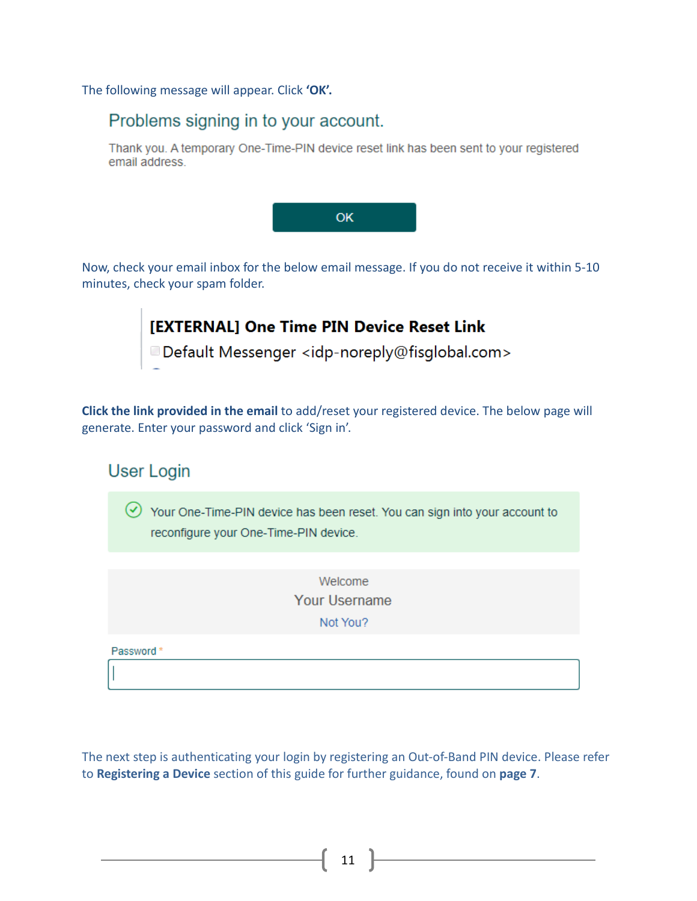The following message will appear. Click **'OK'.**

Problems signing in to your account.

Thank you. A temporary One-Time-PIN device reset link has been sent to your registered email address.

OK

Now, check your email inbox for the below email message. If you do not receive it within 5-10 minutes, check your spam folder.

**[EXTERNAL] One Time PIN Device Reset Link**

Default Messenger <idp-noreply@fisglobal.com>

**Click the link provided in the email** to add/reset your registered device. The below page will generate. Enter your password and click 'Sign in'.

User Login

Your One-Time-PIN device has been reset. You can sign into your account to reconfigure your One-Time-PIN device.

Welcome

Your Username

Not You?

Password *

The next step is authenticating your login by registering an Out-of-Band PIN device. Please refer to **Registering a Device** section of this guide for further guidance, found on **page 7**.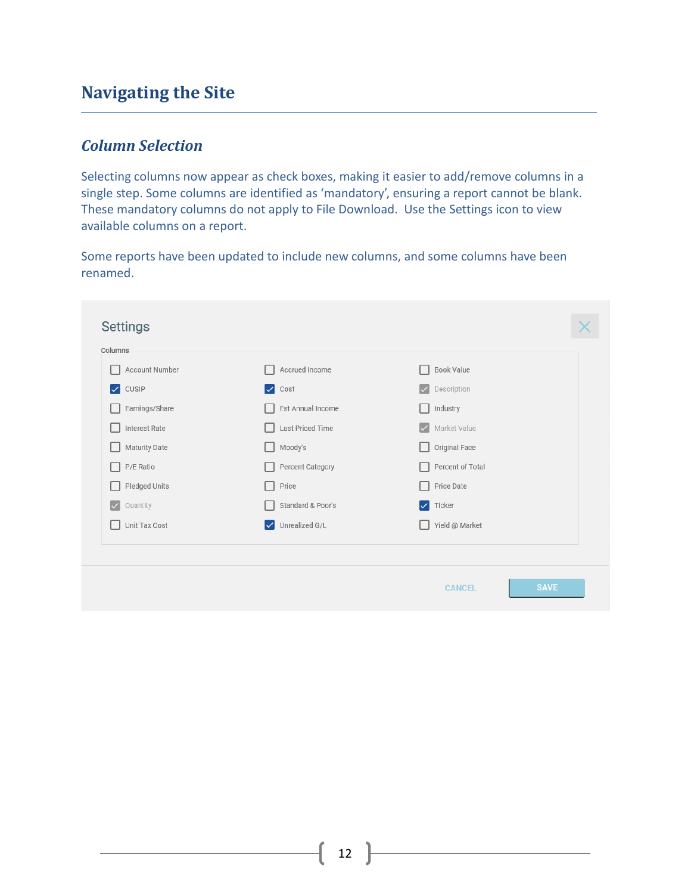# Navigating the Site

## *Column Selection*

Selecting columns now appear as check boxes, making it easier to add/remove columns in a single step. Some columns are identified as 'mandatory', ensuring a report cannot be blank. These mandatory columns do not apply to File Download. Use the Settings icon to view available columns on a report.

Some reports have been updated to include new columns, and some columns have been renamed.

**Settings**

Columns

- [ ] Account Number
- [ ] Accrued Income
- [ ] Book Value
- [x] CUSIP
- [x] Cost
- [x] Description
- [ ] Earnings/Share
- [ ] Est Annual Income
- [ ] Industry
- [ ] Interest Rate
- [ ] Last Priced Time
- [x] Market Value
- [ ] Maturity Date
- [ ] Moody's
- [ ] Original Face
- [ ] P/E Ratio
- [ ] Percent Category
- [ ] Percent of Total
- [ ] Pledged Units
- [ ] Price
- [ ] Price Date
- [x] Quantity
- [ ] Standard & Poor's
- [x] Ticker
- [ ] Unit Tax Cost
- [x] Unrealized G/L
- [ ] Yield @ Market

CANCEL SAVE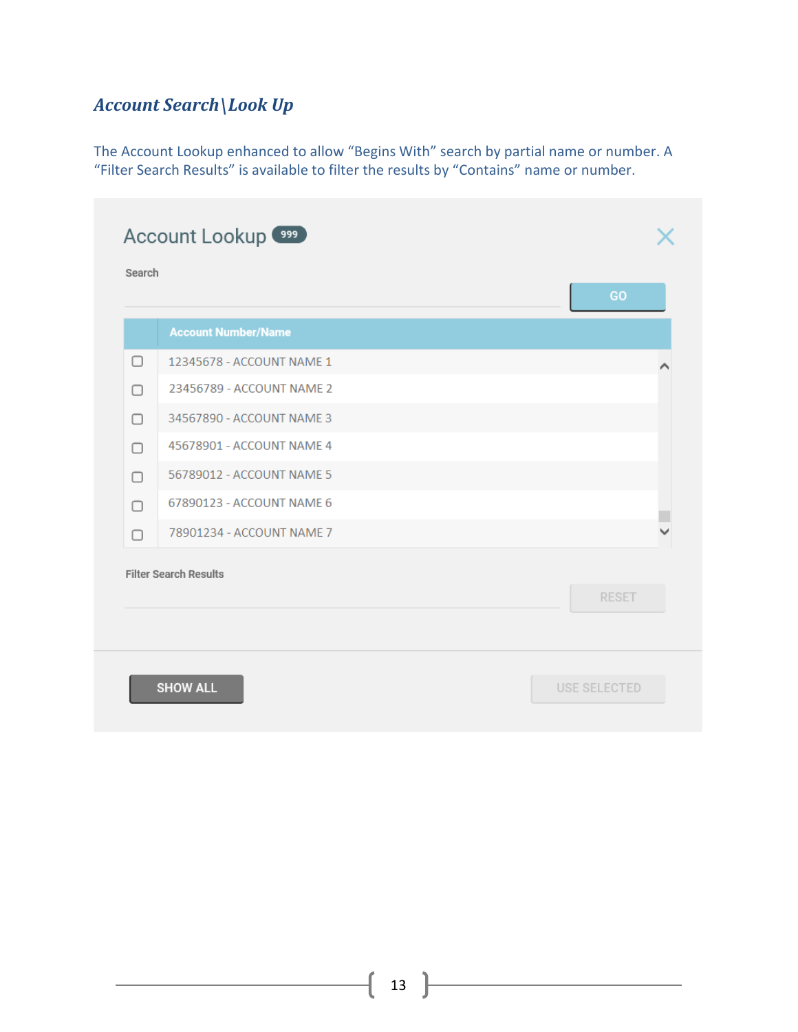### *Account Search\Look Up*

The Account Lookup enhanced to allow “Begins With” search by partial name or number. A “Filter Search Results” is available to filter the results by “Contains” name or number.

Account Lookup 999

Search

GO

| | Account Number/Name |
|---|---|
| ☐ | 12345678 - ACCOUNT NAME 1 |
| ☐ | 23456789 - ACCOUNT NAME 2 |
| ☐ | 34567890 - ACCOUNT NAME 3 |
| ☐ | 45678901 - ACCOUNT NAME 4 |
| ☐ | 56789012 - ACCOUNT NAME 5 |
| ☐ | 67890123 - ACCOUNT NAME 6 |
| ☐ | 78901234 - ACCOUNT NAME 7 |

Filter Search Results

RESET

SHOW ALL

USE SELECTED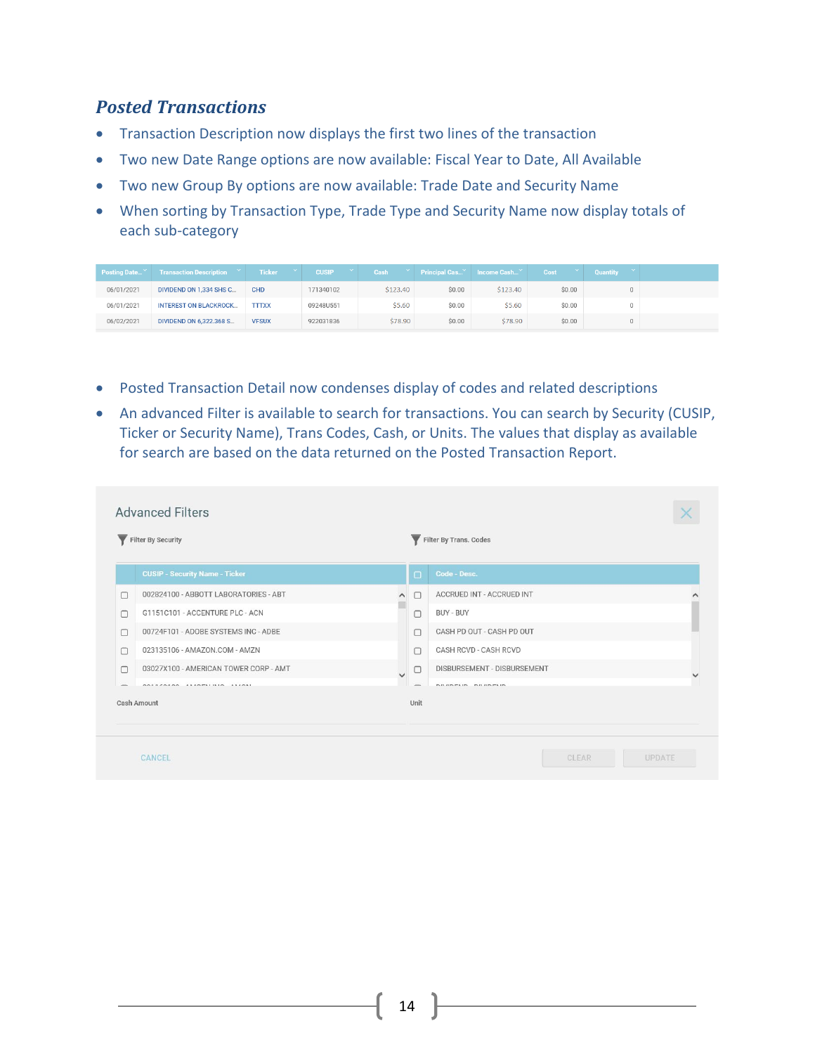### *Posted Transactions*

- Transaction Description now displays the first two lines of the transaction
- Two new Date Range options are now available: Fiscal Year to Date, All Available
- Two new Group By options are now available: Trade Date and Security Name
- When sorting by Transaction Type, Trade Type and Security Name now display totals of each sub-category

| Posting Date | Transaction Description | Ticker | CUSIP | Cash | Principal Cas... | Income Cash... | Cost | Quantity |
|---|---|---|---|---|---|---|---|---|
| 06/01/2021 | DIVIDEND ON 1,334 SHS C... | CHD | 171340102 | $123.40 | $0.00 | $123.40 | $0.00 | 0 |
| 06/01/2021 | INTEREST ON BLACKROCK... | TTTXX | 09248U551 | $5.60 | $0.00 | $5.60 | $0.00 | 0 |
| 06/02/2021 | DIVIDEND ON 6,322.368 S... | VFSUX | 922031836 | $78.90 | $0.00 | $78.90 | $0.00 | 0 |

- Posted Transaction Detail now condenses display of codes and related descriptions
- An advanced Filter is available to search for transactions. You can search by Security (CUSIP, Ticker or Security Name), Trans Codes, Cash, or Units. The values that display as available for search are based on the data returned on the Posted Transaction Report.

Advanced Filters

Filter By Security

| CUSIP - Security Name - Ticker |
|---|
| 002824100 - ABBOTT LABORATORIES - ABT |
| G1151C101 - ACCENTURE PLC - ACN |
| 00724F101 - ADOBE SYSTEMS INC - ADBE |
| 023135106 - AMAZON.COM - AMZN |
| 03027X100 - AMERICAN TOWER CORP - AMT |

Filter By Trans. Codes

| Code - Desc. |
|---|
| ACCRUED INT - ACCRUED INT |
| BUY - BUY |
| CASH PD OUT - CASH PD OUT |
| CASH RCVD - CASH RCVD |
| DISBURSEMENT - DISBURSEMENT |

Cash Amount

Unit

CANCEL CLEAR UPDATE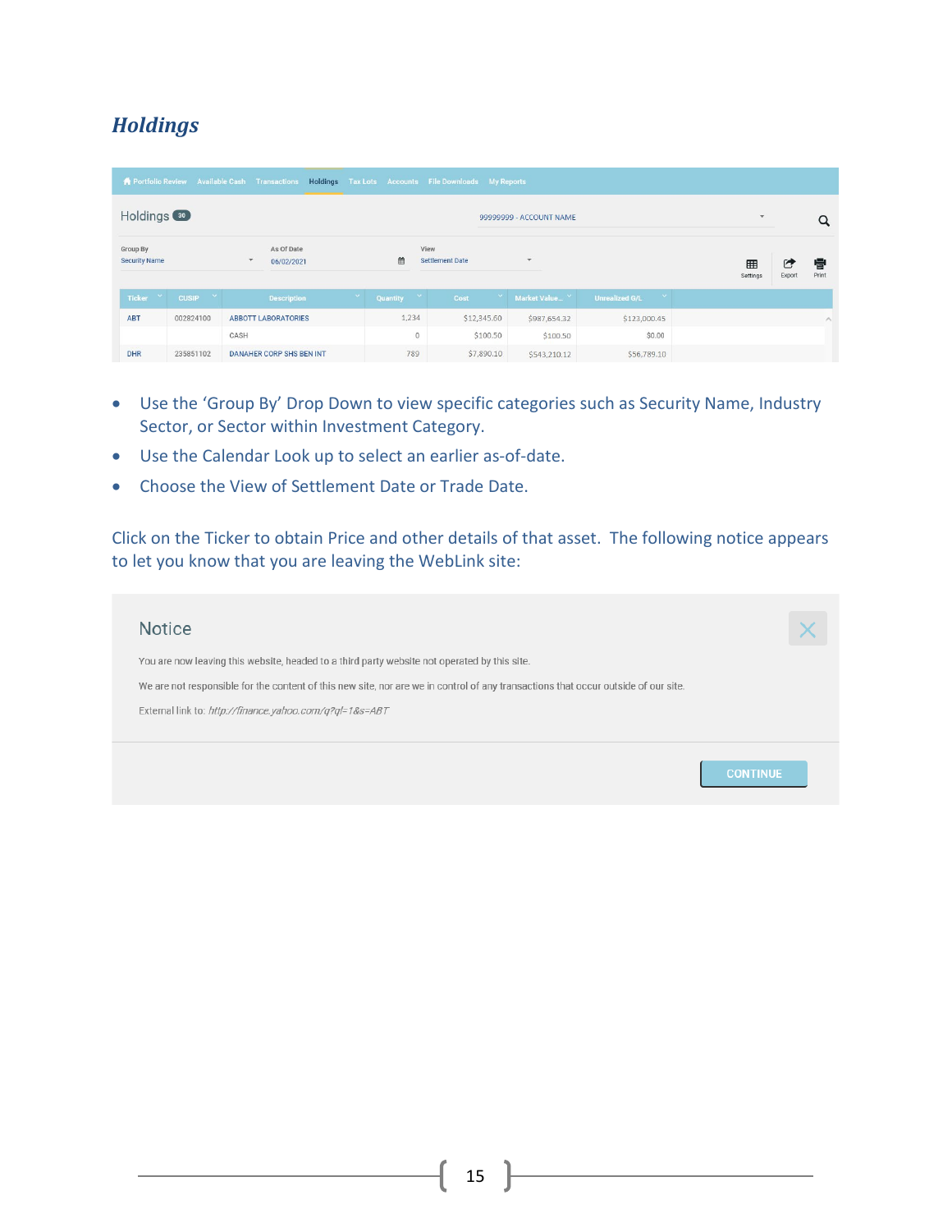## *Holdings*

Portfolio Review | Available Cash | Transactions | Holdings | Tax Lots | Accounts | File Downloads | My Reports

Holdings 30 — 99999999 - ACCOUNT NAME

Group By: Security Name | As Of Date: 06/02/2021 | View: Settlement Date | Settings | Export | Print

| Ticker | CUSIP | Description | Quantity | Cost | Market Value... | Unrealized G/L |
|---|---|---|---|---|---|---|
| ABT | 002824100 | ABBOTT LABORATORIES | 1,234 | $12,345.60 | $987,654.32 | $123,000.45 |
| | | CASH | 0 | $100.50 | $100.50 | $0.00 |
| DHR | 235851102 | DANAHER CORP SHS BEN INT | 789 | $7,890.10 | $543,210.12 | $56,789.10 |

- Use the 'Group By' Drop Down to view specific categories such as Security Name, Industry Sector, or Sector within Investment Category.
- Use the Calendar Look up to select an earlier as-of-date.
- Choose the View of Settlement Date or Trade Date.

Click on the Ticker to obtain Price and other details of that asset. The following notice appears to let you know that you are leaving the WebLink site:

**Notice**

You are now leaving this website, headed to a third party website not operated by this site.

We are not responsible for the content of this new site, nor are we in control of any transactions that occur outside of our site.

External link to: *http://finance.yahoo.com/q?ql=1&s=ABT*

CONTINUE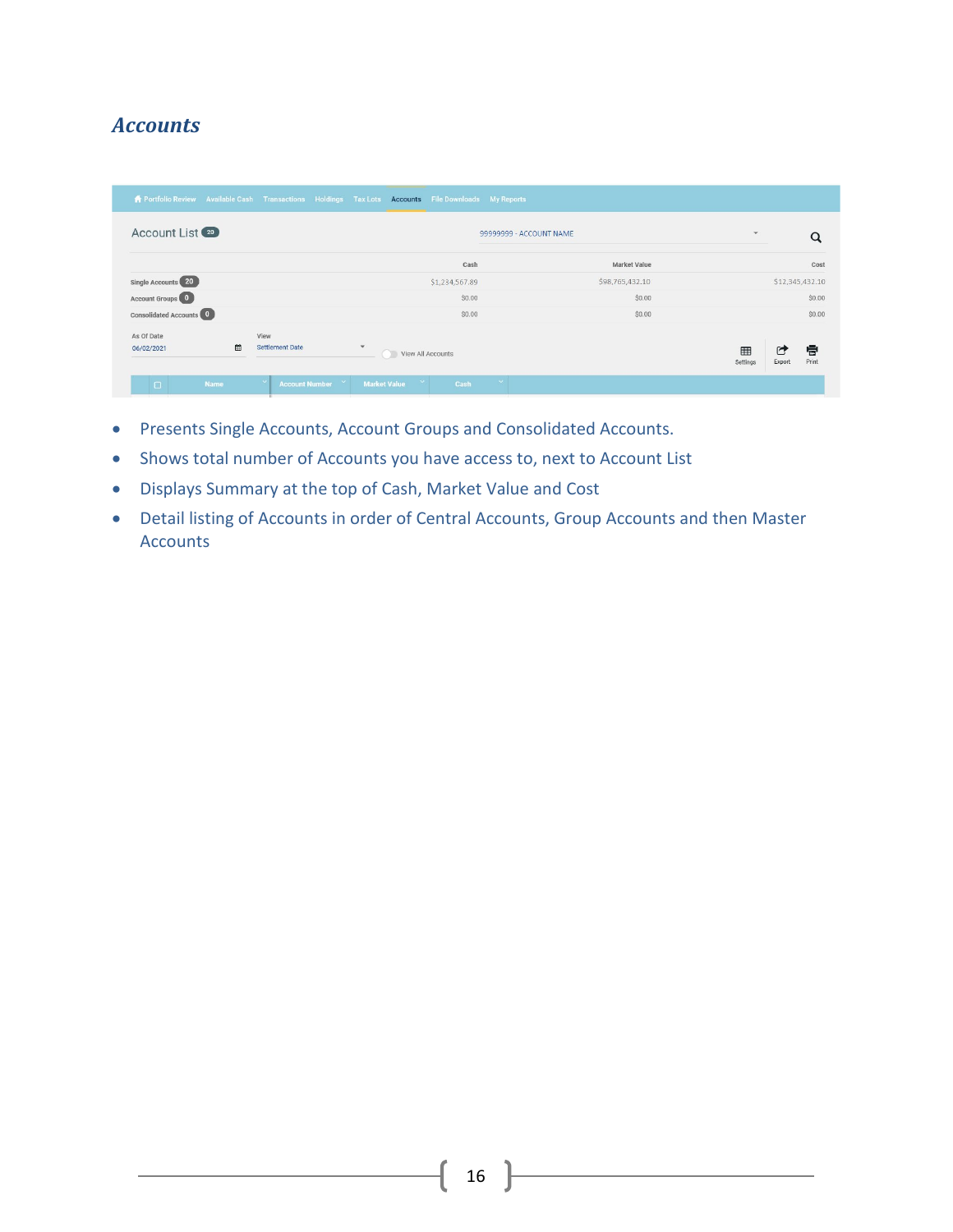## *Accounts*

- Presents Single Accounts, Account Groups and Consolidated Accounts.
- Shows total number of Accounts you have access to, next to Account List
- Displays Summary at the top of Cash, Market Value and Cost
- Detail listing of Accounts in order of Central Accounts, Group Accounts and then Master Accounts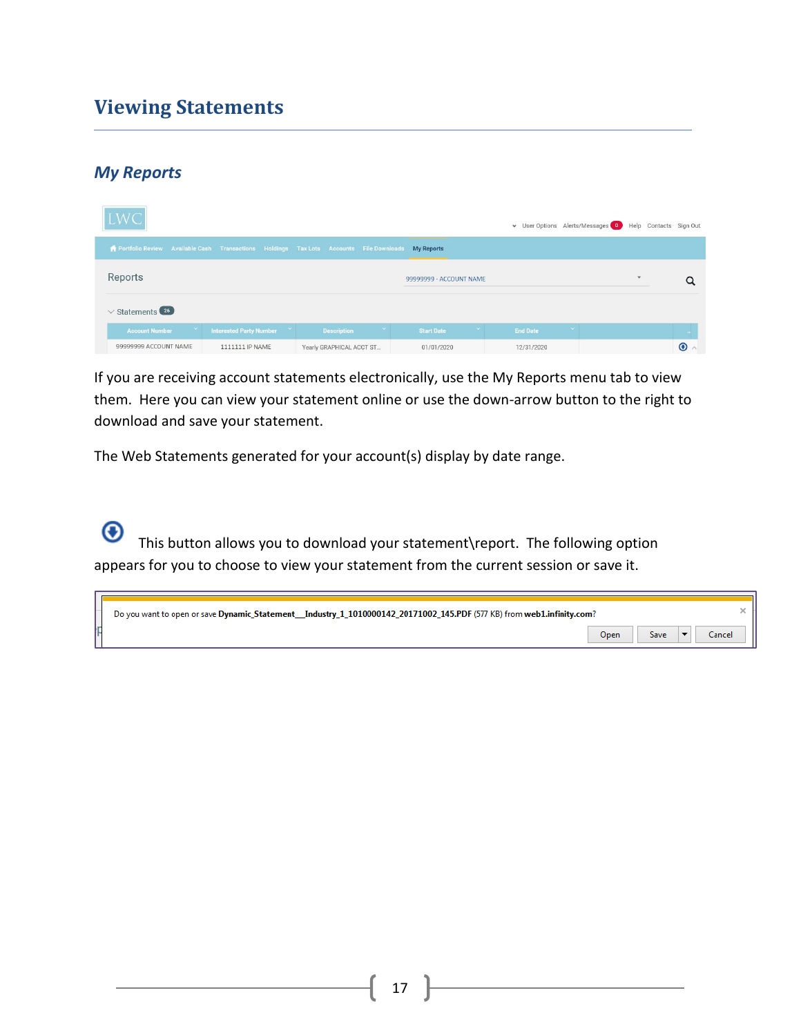# Viewing Statements

## *My Reports*

If you are receiving account statements electronically, use the My Reports menu tab to view them. Here you can view your statement online or use the down-arrow button to the right to download and save your statement.

The Web Statements generated for your account(s) display by date range.

This button allows you to download your statement\report. The following option appears for you to choose to view your statement from the current session or save it.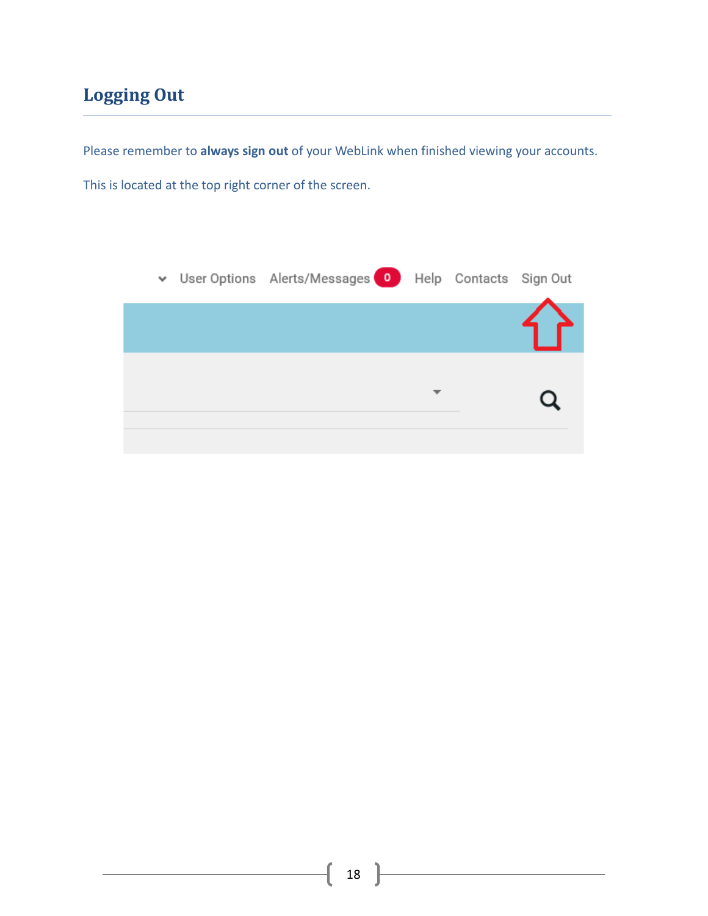## Logging Out

Please remember to **always sign out** of your WebLink when finished viewing your accounts.

This is located at the top right corner of the screen.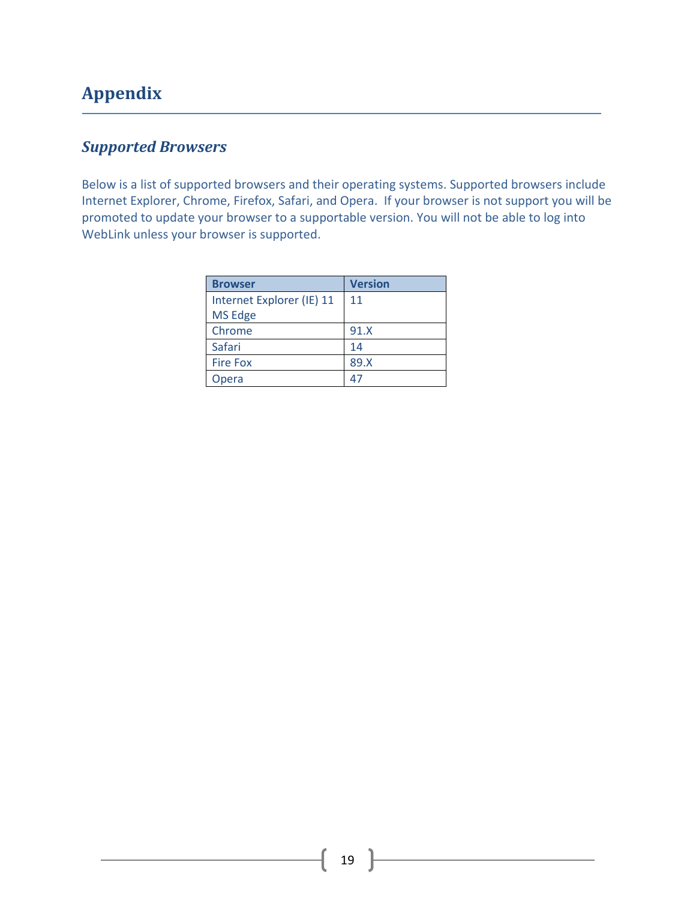# Appendix

## *Supported Browsers*

Below is a list of supported browsers and their operating systems. Supported browsers include Internet Explorer, Chrome, Firefox, Safari, and Opera. If your browser is not support you will be promoted to update your browser to a supportable version. You will not be able to log into WebLink unless your browser is supported.

| Browser | Version |
|---|---|
| Internet Explorer (IE) 11<br>MS Edge | 11 |
| Chrome | 91.X |
| Safari | 14 |
| Fire Fox | 89.X |
| Opera | 47 |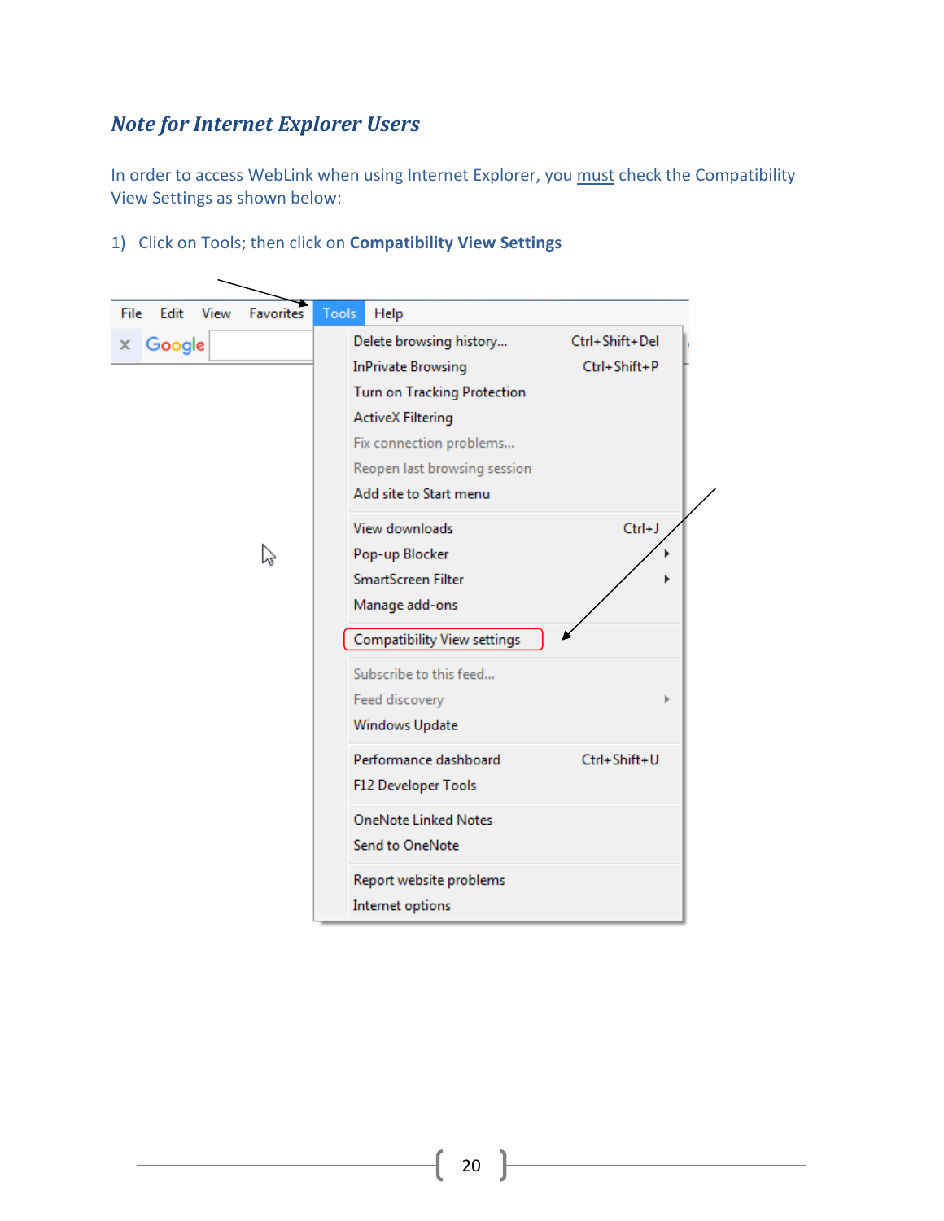## *Note for Internet Explorer Users*

In order to access WebLink when using Internet Explorer, you must check the Compatibility View Settings as shown below:

1) Click on Tools; then click on **Compatibility View Settings**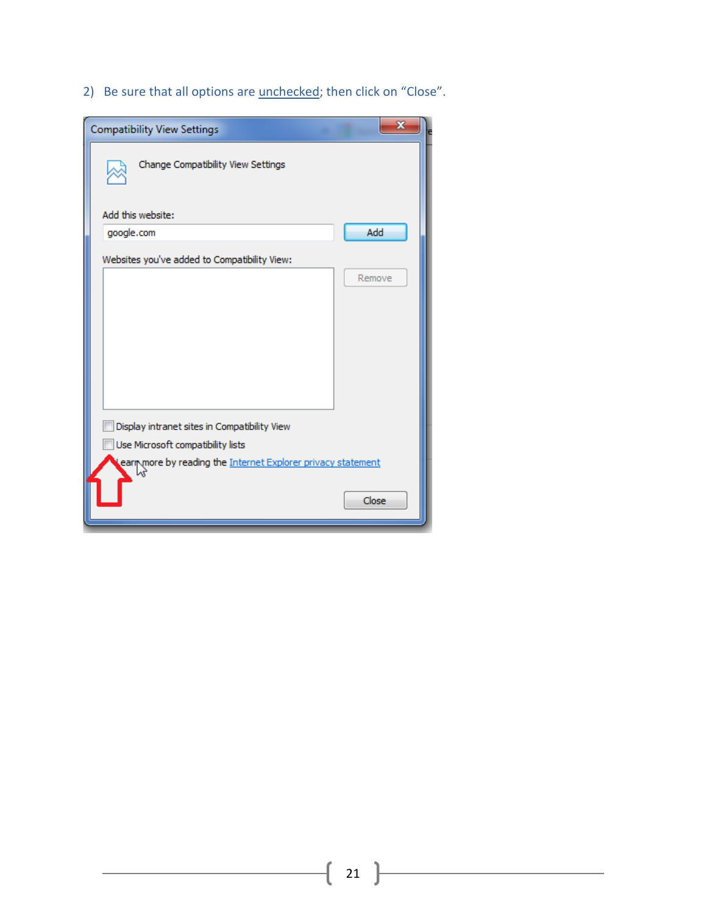2) Be sure that all options are <u>unchecked</u>; then click on "Close".